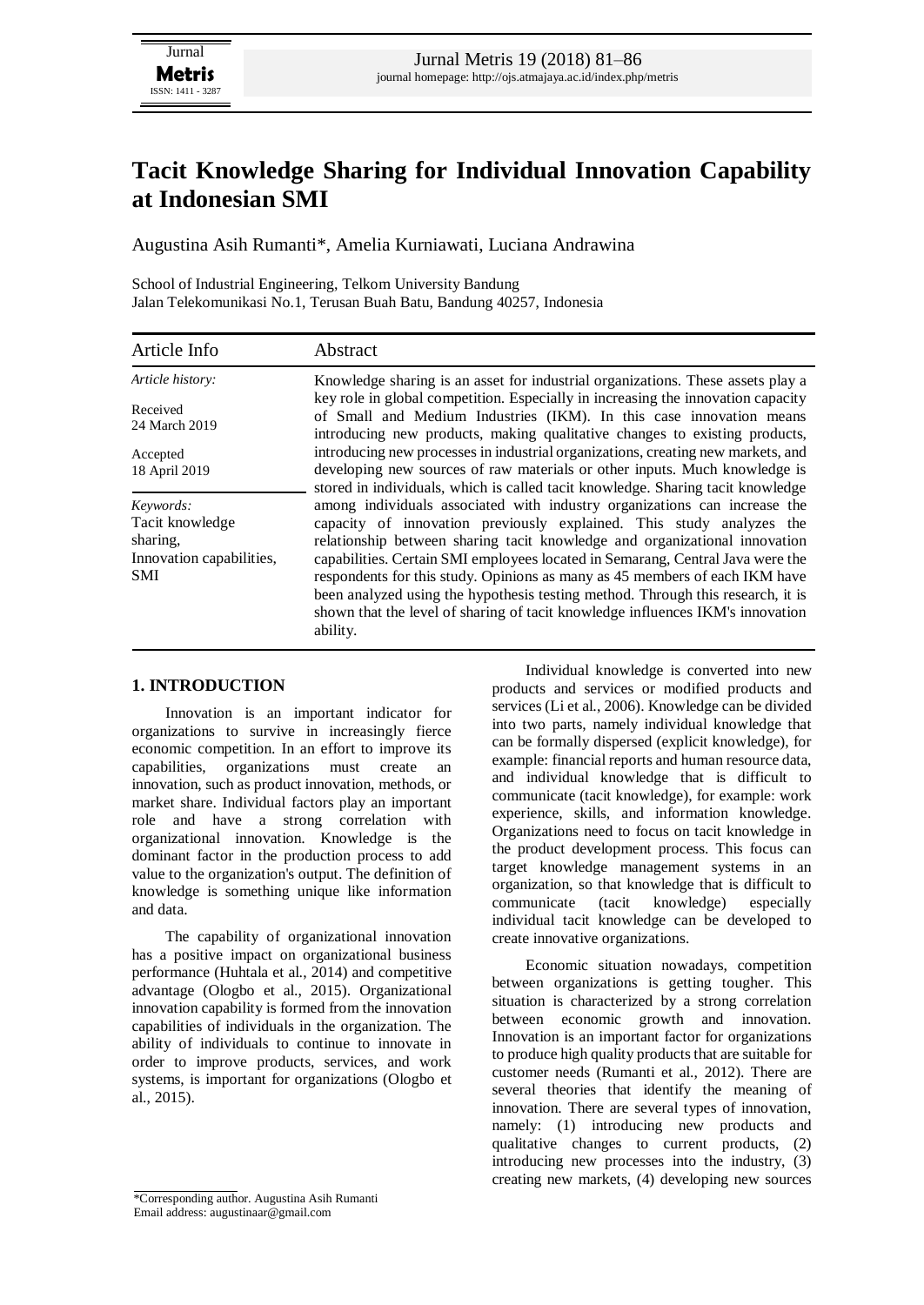# Tacit Knowledge Sharing for Individual Innovation Capability at Indonesian SMI

Augustina Asih Rumanti*, Amelia Kurniawati, Luciana Andrawina

School of Industrial Engineering, Telkom University Bandung
Jalan Telekomunikasi No.1, Terusan Buah Batu, Bandung 40257, Indonesia

| Article Info | Abstract |
|---|---|
| *Article history:*<br>Received<br>24 March 2019<br>Accepted<br>18 April 2019<br><br>*Keywords:*<br>Tacit knowledge sharing,<br>Innovation capabilities,<br>SMI | Knowledge sharing is an asset for industrial organizations. These assets play a key role in global competition. Especially in increasing the innovation capacity of Small and Medium Industries (IKM). In this case innovation means introducing new products, making qualitative changes to existing products, introducing new processes in industrial organizations, creating new markets, and developing new sources of raw materials or other inputs. Much knowledge is stored in individuals, which is called tacit knowledge. Sharing tacit knowledge among individuals associated with industry organizations can increase the capacity of innovation previously explained. This study analyzes the relationship between sharing tacit knowledge and organizational innovation capabilities. Certain SMI employees located in Semarang, Central Java were the respondents for this study. Opinions as many as 45 members of each IKM have been analyzed using the hypothesis testing method. Through this research, it is shown that the level of sharing of tacit knowledge influences IKM's innovation ability. |

## 1. INTRODUCTION

Innovation is an important indicator for organizations to survive in increasingly fierce economic competition. In an effort to improve its capabilities, organizations must create an innovation, such as product innovation, methods, or market share. Individual factors play an important role and have a strong correlation with organizational innovation. Knowledge is the dominant factor in the production process to add value to the organization's output. The definition of knowledge is something unique like information and data.

The capability of organizational innovation has a positive impact on organizational business performance (Huhtala et al., 2014) and competitive advantage (Ologbo et al., 2015). Organizational innovation capability is formed from the innovation capabilities of individuals in the organization. The ability of individuals to continue to innovate in order to improve products, services, and work systems, is important for organizations (Ologbo et al., 2015).

Individual knowledge is converted into new products and services or modified products and services (Li et al., 2006). Knowledge can be divided into two parts, namely individual knowledge that can be formally dispersed (explicit knowledge), for example: financial reports and human resource data, and individual knowledge that is difficult to communicate (tacit knowledge), for example: work experience, skills, and information knowledge. Organizations need to focus on tacit knowledge in the product development process. This focus can target knowledge management systems in an organization, so that knowledge that is difficult to communicate (tacit knowledge) especially individual tacit knowledge can be developed to create innovative organizations.

Economic situation nowadays, competition between organizations is getting tougher. This situation is characterized by a strong correlation between economic growth and innovation. Innovation is an important factor for organizations to produce high quality products that are suitable for customer needs (Rumanti et al., 2012). There are several theories that identify the meaning of innovation. There are several types of innovation, namely: (1) introducing new products and qualitative changes to current products, (2) introducing new processes into the industry, (3) creating new markets, (4) developing new sources

*Corresponding author. Augustina Asih Rumanti
Email address: augustinaar@gmail.com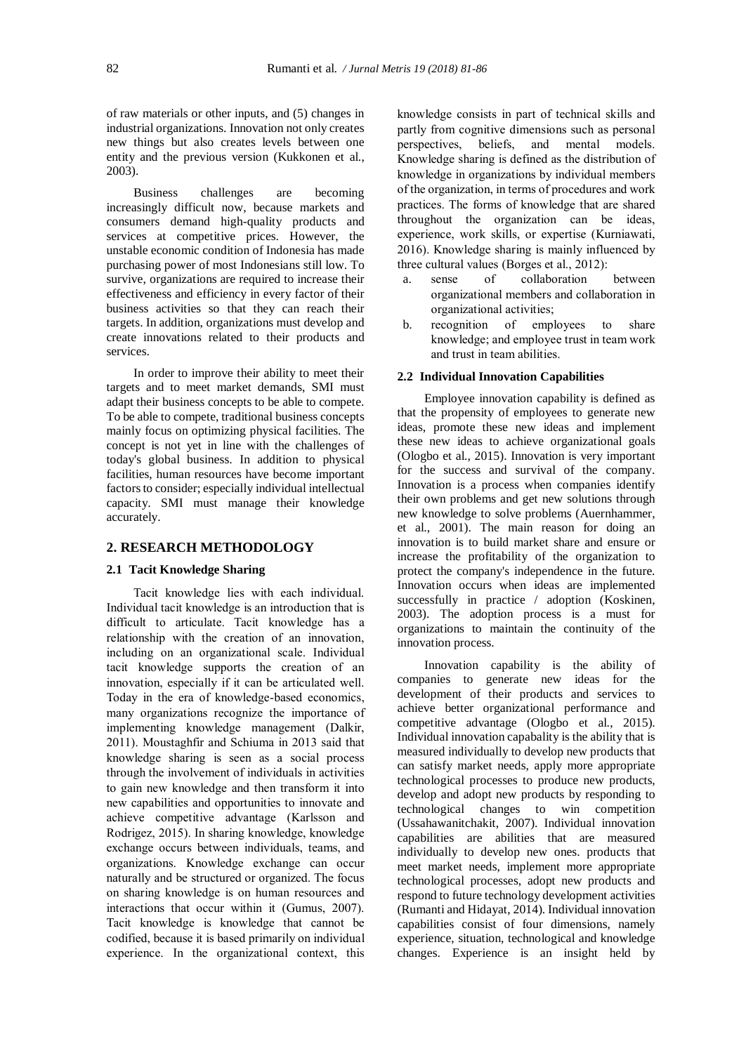of raw materials or other inputs, and (5) changes in industrial organizations. Innovation not only creates new things but also creates levels between one entity and the previous version (Kukkonen et al., 2003).

Business challenges are becoming increasingly difficult now, because markets and consumers demand high-quality products and services at competitive prices. However, the unstable economic condition of Indonesia has made purchasing power of most Indonesians still low. To survive, organizations are required to increase their effectiveness and efficiency in every factor of their business activities so that they can reach their targets. In addition, organizations must develop and create innovations related to their products and services.

In order to improve their ability to meet their targets and to meet market demands, SMI must adapt their business concepts to be able to compete. To be able to compete, traditional business concepts mainly focus on optimizing physical facilities. The concept is not yet in line with the challenges of today's global business. In addition to physical facilities, human resources have become important factors to consider; especially individual intellectual capacity. SMI must manage their knowledge accurately.

## 2. RESEARCH METHODOLOGY

### 2.1 Tacit Knowledge Sharing

Tacit knowledge lies with each individual. Individual tacit knowledge is an introduction that is difficult to articulate. Tacit knowledge has a relationship with the creation of an innovation, including on an organizational scale. Individual tacit knowledge supports the creation of an innovation, especially if it can be articulated well. Today in the era of knowledge-based economics, many organizations recognize the importance of implementing knowledge management (Dalkir, 2011). Moustaghfir and Schiuma in 2013 said that knowledge sharing is seen as a social process through the involvement of individuals in activities to gain new knowledge and then transform it into new capabilities and opportunities to innovate and achieve competitive advantage (Karlsson and Rodrigez, 2015). In sharing knowledge, knowledge exchange occurs between individuals, teams, and organizations. Knowledge exchange can occur naturally and be structured or organized. The focus on sharing knowledge is on human resources and interactions that occur within it (Gumus, 2007). Tacit knowledge is knowledge that cannot be codified, because it is based primarily on individual experience. In the organizational context, this knowledge consists in part of technical skills and partly from cognitive dimensions such as personal perspectives, beliefs, and mental models. Knowledge sharing is defined as the distribution of knowledge in organizations by individual members of the organization, in terms of procedures and work practices. The forms of knowledge that are shared throughout the organization can be ideas, experience, work skills, or expertise (Kurniawati, 2016). Knowledge sharing is mainly influenced by three cultural values (Borges et al., 2012):

a. sense of collaboration between organizational members and collaboration in organizational activities;
b. recognition of employees to share knowledge; and employee trust in team work and trust in team abilities.

### 2.2 Individual Innovation Capabilities

Employee innovation capability is defined as that the propensity of employees to generate new ideas, promote these new ideas and implement these new ideas to achieve organizational goals (Ologbo et al., 2015). Innovation is very important for the success and survival of the company. Innovation is a process when companies identify their own problems and get new solutions through new knowledge to solve problems (Auernhammer, et al., 2001). The main reason for doing an innovation is to build market share and ensure or increase the profitability of the organization to protect the company's independence in the future. Innovation occurs when ideas are implemented successfully in practice / adoption (Koskinen, 2003). The adoption process is a must for organizations to maintain the continuity of the innovation process.

Innovation capability is the ability of companies to generate new ideas for the development of their products and services to achieve better organizational performance and competitive advantage (Ologbo et al., 2015). Individual innovation capabality is the ability that is measured individually to develop new products that can satisfy market needs, apply more appropriate technological processes to produce new products, develop and adopt new products by responding to technological changes to win competition (Ussahawanitchakit, 2007). Individual innovation capabilities are abilities that are measured individually to develop new ones. products that meet market needs, implement more appropriate technological processes, adopt new products and respond to future technology development activities (Rumanti and Hidayat, 2014). Individual innovation capabilities consist of four dimensions, namely experience, situation, technological and knowledge changes. Experience is an insight held by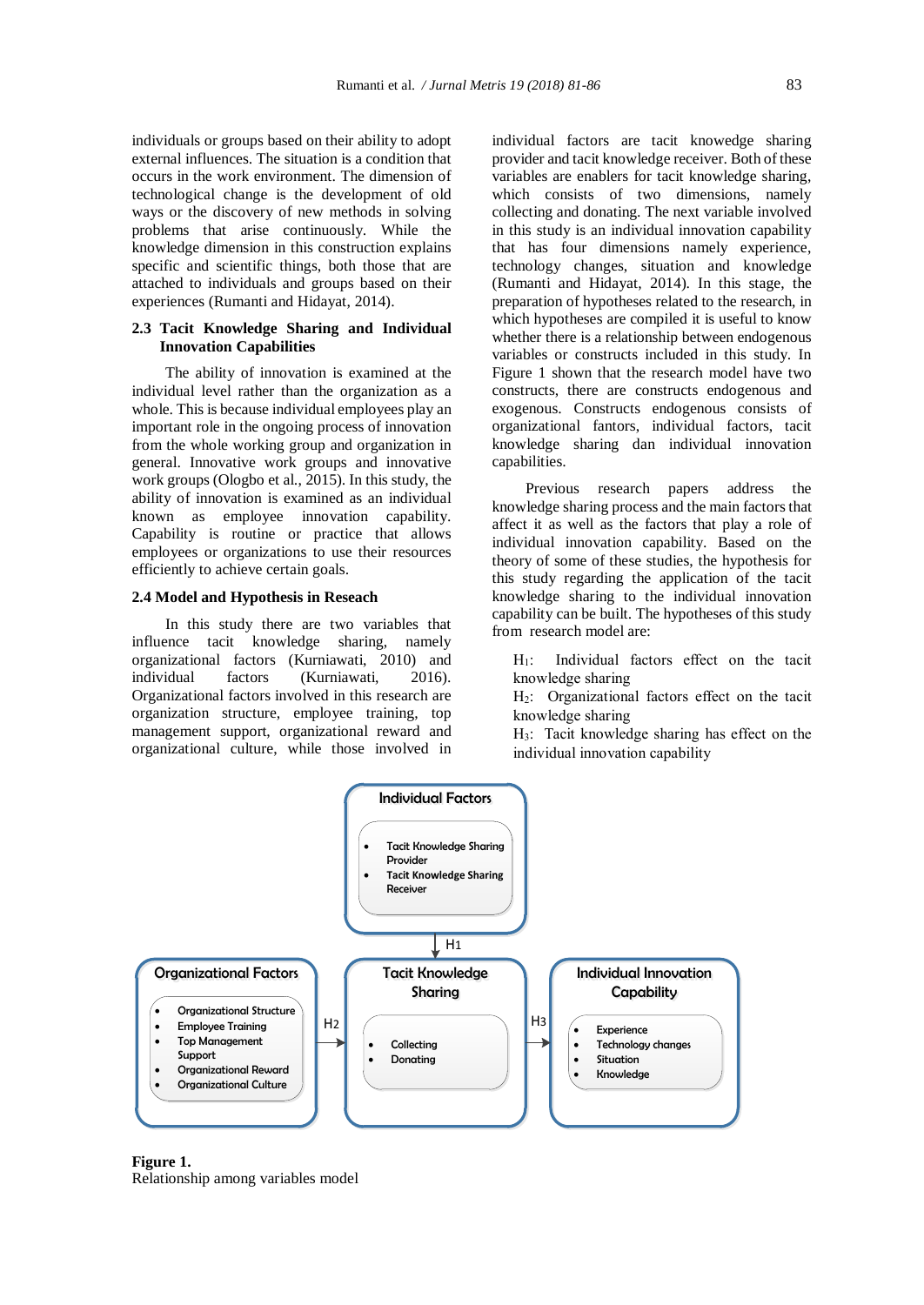individuals or groups based on their ability to adopt external influences. The situation is a condition that occurs in the work environment. The dimension of technological change is the development of old ways or the discovery of new methods in solving problems that arise continuously. While the knowledge dimension in this construction explains specific and scientific things, both those that are attached to individuals and groups based on their experiences (Rumanti and Hidayat, 2014).

### 2.3 Tacit Knowledge Sharing and Individual Innovation Capabilities

The ability of innovation is examined at the individual level rather than the organization as a whole. This is because individual employees play an important role in the ongoing process of innovation from the whole working group and organization in general. Innovative work groups and innovative work groups (Ologbo et al., 2015). In this study, the ability of innovation is examined as an individual known as employee innovation capability. Capability is routine or practice that allows employees or organizations to use their resources efficiently to achieve certain goals.

### 2.4 Model and Hypothesis in Reseach

In this study there are two variables that influence tacit knowledge sharing, namely organizational factors (Kurniawati, 2010) and individual factors (Kurniawati, 2016). Organizational factors involved in this research are organization structure, employee training, top management support, organizational reward and organizational culture, while those involved in individual factors are tacit knowedge sharing provider and tacit knowledge receiver. Both of these variables are enablers for tacit knowledge sharing, which consists of two dimensions, namely collecting and donating. The next variable involved in this study is an individual innovation capability that has four dimensions namely experience, technology changes, situation and knowledge (Rumanti and Hidayat, 2014). In this stage, the preparation of hypotheses related to the research, in which hypotheses are compiled it is useful to know whether there is a relationship between endogenous variables or constructs included in this study. In Figure 1 shown that the research model have two constructs, there are constructs endogenous and exogenous. Constructs endogenous consists of organizational fantors, individual factors, tacit knowledge sharing dan individual innovation capabilities.

Previous research papers address the knowledge sharing process and the main factors that affect it as well as the factors that play a role of individual innovation capability. Based on the theory of some of these studies, the hypothesis for this study regarding the application of the tacit knowledge sharing to the individual innovation capability can be built. The hypotheses of this study from research model are:

$H_1$: Individual factors effect on the tacit knowledge sharing
$H_2$: Organizational factors effect on the tacit knowledge sharing
$H_3$: Tacit knowledge sharing has effect on the individual innovation capability

**Individual Factors**
- Tacit Knowledge Sharing Provider
- Tacit Knowledge Sharing Receiver

→ H1 → **Tacit Knowledge Sharing**

**Organizational Factors**
- Organizational Structure
- Employee Training
- Top Management Support
- Organizational Reward
- Organizational Culture

→ H2 → **Tacit Knowledge Sharing**
- Collecting
- Donating

→ H3 → **Individual Innovation Capability**
- Experience
- Technology changes
- Situation
- Knowledge

**Figure 1.**
Relationship among variables model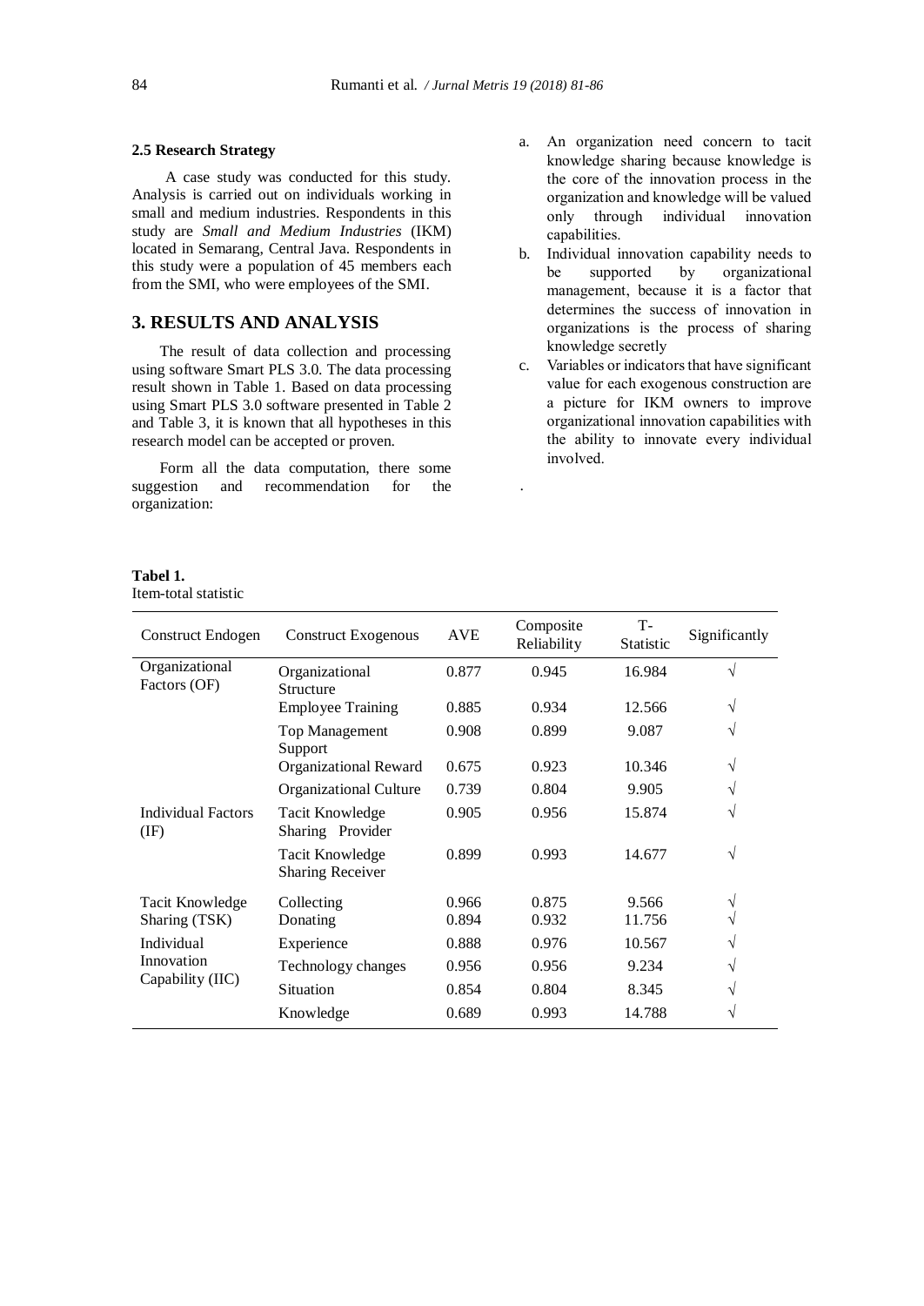### 2.5 Research Strategy

A case study was conducted for this study. Analysis is carried out on individuals working in small and medium industries. Respondents in this study are *Small and Medium Industries* (IKM) located in Semarang, Central Java. Respondents in this study were a population of 45 members each from the SMI, who were employees of the SMI.

## 3. RESULTS AND ANALYSIS

The result of data collection and processing using software Smart PLS 3.0. The data processing result shown in Table 1. Based on data processing using Smart PLS 3.0 software presented in Table 2 and Table 3, it is known that all hypotheses in this research model can be accepted or proven.

Form all the data computation, there some suggestion and recommendation for the organization:

a. An organization need concern to tacit knowledge sharing because knowledge is the core of the innovation process in the organization and knowledge will be valued only through individual innovation capabilities.
b. Individual innovation capability needs to be supported by organizational management, because it is a factor that determines the success of innovation in organizations is the process of sharing knowledge secretly
c. Variables or indicators that have significant value for each exogenous construction are a picture for IKM owners to improve organizational innovation capabilities with the ability to innovate every individual involved.

**Tabel 1.**
Item-total statistic

| Construct Endogen | Construct Exogenous | AVE | Composite Reliability | T-Statistic | Significantly |
|---|---|---|---|---|---|
| Organizational Factors (OF) | Organizational Structure | 0.877 | 0.945 | 16.984 | √ |
| | Employee Training | 0.885 | 0.934 | 12.566 | √ |
| | Top Management Support | 0.908 | 0.899 | 9.087 | √ |
| | Organizational Reward | 0.675 | 0.923 | 10.346 | √ |
| | Organizational Culture | 0.739 | 0.804 | 9.905 | √ |
| Individual Factors (IF) | Tacit Knowledge Sharing Provider | 0.905 | 0.956 | 15.874 | √ |
| | Tacit Knowledge Sharing Receiver | 0.899 | 0.993 | 14.677 | √ |
| Tacit Knowledge Sharing (TSK) | Collecting | 0.966 | 0.875 | 9.566 | √ |
| | Donating | 0.894 | 0.932 | 11.756 | √ |
| Individual Innovation Capability (IIC) | Experience | 0.888 | 0.976 | 10.567 | √ |
| | Technology changes | 0.956 | 0.956 | 9.234 | √ |
| | Situation | 0.854 | 0.804 | 8.345 | √ |
| | Knowledge | 0.689 | 0.993 | 14.788 | √ |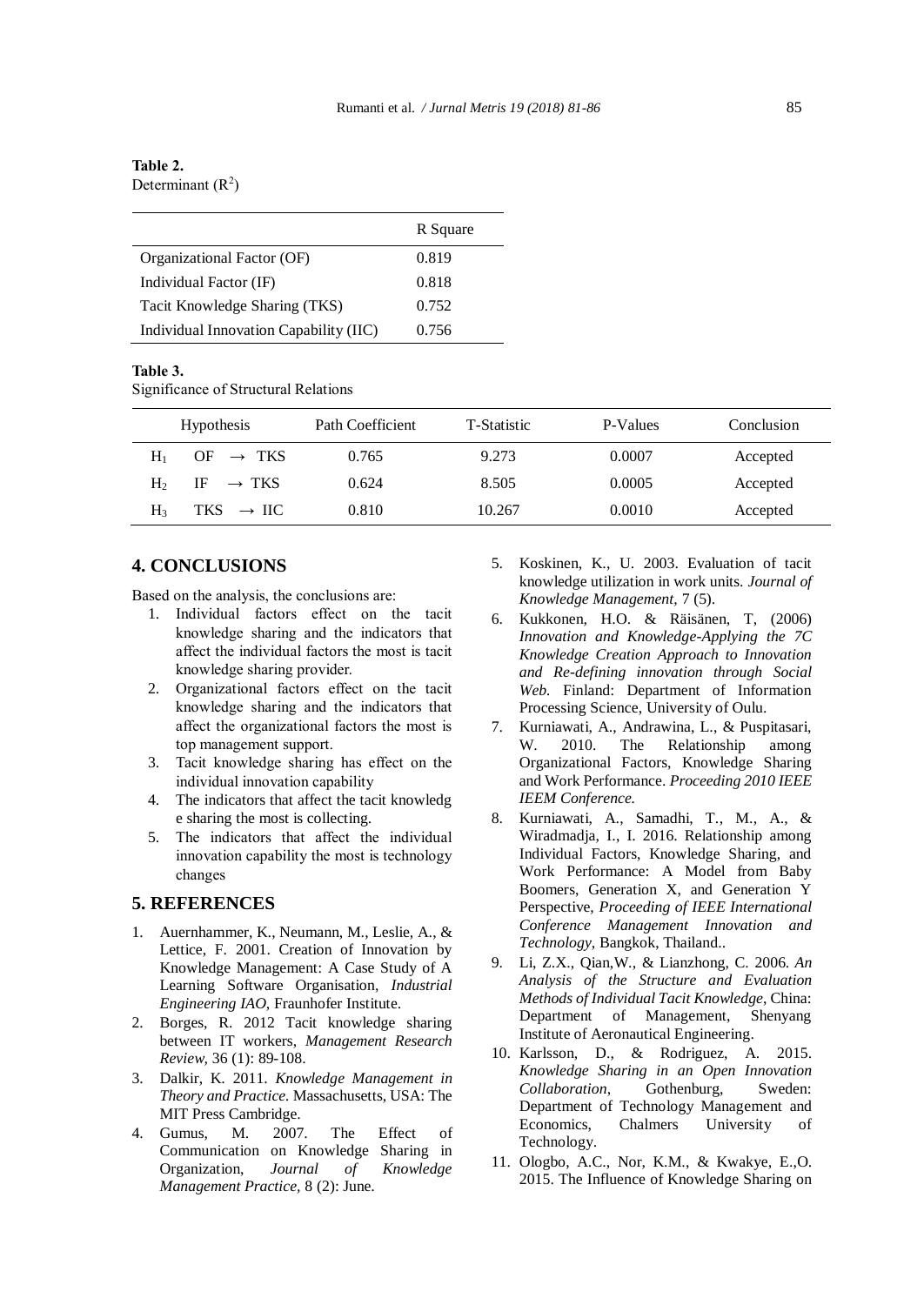**Table 2.**
Determinant ($R^2$)

| | R Square |
|---|---|
| Organizational Factor (OF) | 0.819 |
| Individual Factor (IF) | 0.818 |
| Tacit Knowledge Sharing (TKS) | 0.752 |
| Individual Innovation Capability (IIC) | 0.756 |

**Table 3.**
Significance of Structural Relations

| Hypothesis | | Path Coefficient | T-Statistic | P-Values | Conclusion |
|---|---|---|---|---|---|
| $H_1$ | OF → TKS | 0.765 | 9.273 | 0.0007 | Accepted |
| $H_2$ | IF → TKS | 0.624 | 8.505 | 0.0005 | Accepted |
| $H_3$ | TKS → IIC | 0.810 | 10.267 | 0.0010 | Accepted |

## 4. CONCLUSIONS

Based on the analysis, the conclusions are:

1. Individual factors effect on the tacit knowledge sharing and the indicators that affect the individual factors the most is tacit knowledge sharing provider.
2. Organizational factors effect on the tacit knowledge sharing and the indicators that affect the organizational factors the most is top management support.
3. Tacit knowledge sharing has effect on the individual innovation capability
4. The indicators that affect the tacit knowledg e sharing the most is collecting.
5. The indicators that affect the individual innovation capability the most is technology changes

## 5. REFERENCES

1. Auernhammer, K., Neumann, M., Leslie, A., & Lettice, F. 2001. Creation of Innovation by Knowledge Management: A Case Study of A Learning Software Organisation, *Industrial Engineering IAO*, Fraunhofer Institute.
2. Borges, R. 2012 Tacit knowledge sharing between IT workers, *Management Research Review*, 36 (1): 89-108.
3. Dalkir, K. 2011. *Knowledge Management in Theory and Practice*. Massachusetts, USA: The MIT Press Cambridge.
4. Gumus, M. 2007. The Effect of Communication on Knowledge Sharing in Organization, *Journal of Knowledge Management Practice*, 8 (2): June.
5. Koskinen, K., U. 2003. Evaluation of tacit knowledge utilization in work units. *Journal of Knowledge Management*, 7 (5).
6. Kukkonen, H.O. & Räisänen, T, (2006) *Innovation and Knowledge-Applying the 7C Knowledge Creation Approach to Innovation and Re-defining innovation through Social Web*. Finland: Department of Information Processing Science, University of Oulu.
7. Kurniawati, A., Andrawina, L., & Puspitasari, W. 2010. The Relationship among Organizational Factors, Knowledge Sharing and Work Performance. *Proceeding 2010 IEEE IEEM Conference.*
8. Kurniawati, A., Samadhi, T., M., A., & Wiradmadja, I., I. 2016. Relationship among Individual Factors, Knowledge Sharing, and Work Performance: A Model from Baby Boomers, Generation X, and Generation Y Perspective, *Proceeding of IEEE International Conference Management Innovation and Technology*, Bangkok, Thailand..
9. Li, Z.X., Qian,W., & Lianzhong, C. 2006. *An Analysis of the Structure and Evaluation Methods of Individual Tacit Knowledge*, China: Department of Management, Shenyang Institute of Aeronautical Engineering.
10. Karlsson, D., & Rodriguez, A. 2015. *Knowledge Sharing in an Open Innovation Collaboration*, Gothenburg, Sweden: Department of Technology Management and Economics, Chalmers University of Technology.
11. Ologbo, A.C., Nor, K.M., & Kwakye, E.,O. 2015. The Influence of Knowledge Sharing on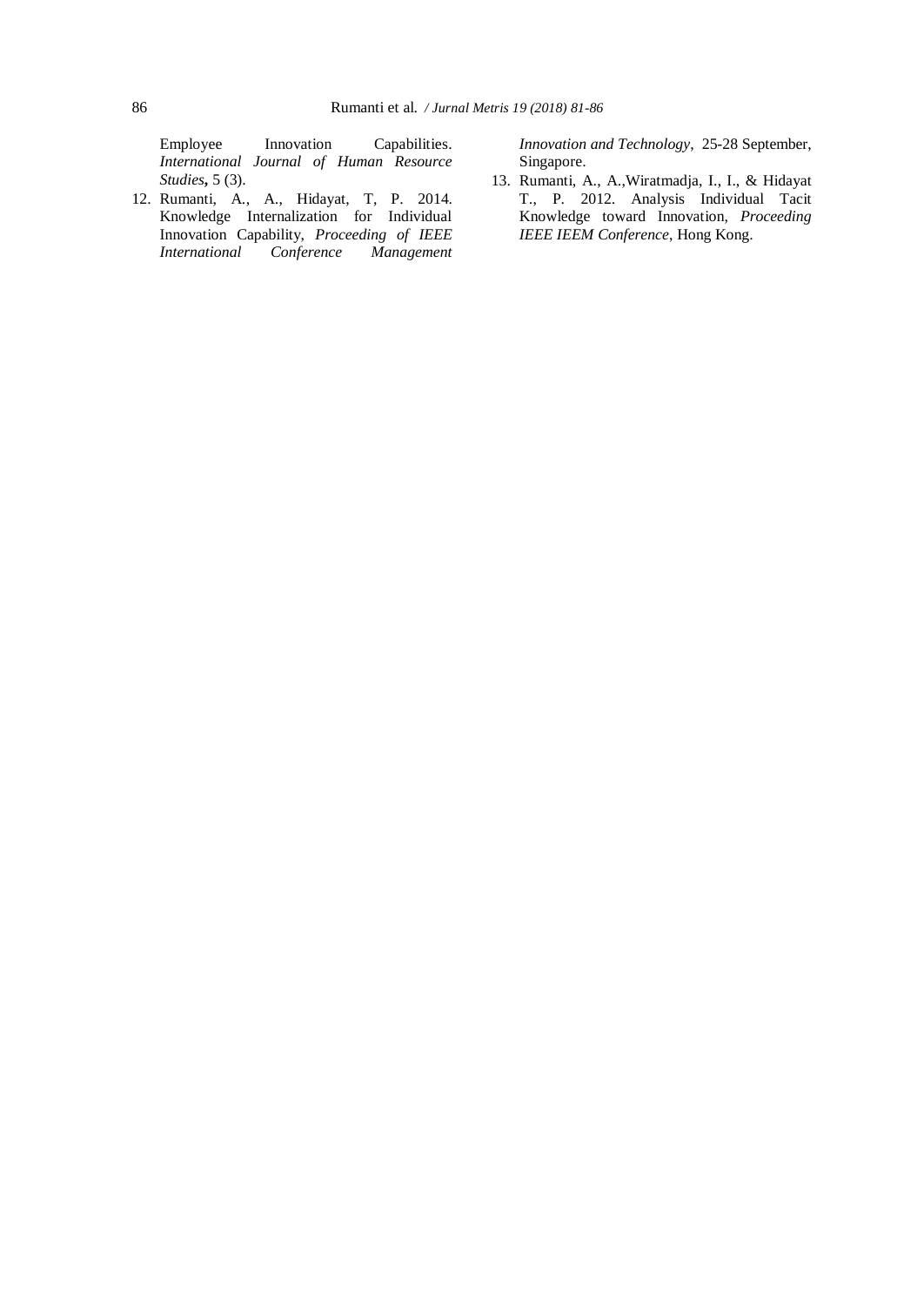Employee Innovation Capabilities. *International Journal of Human Resource Studies***,** 5 (3).

12. Rumanti, A., A., Hidayat, T, P. 2014. Knowledge Internalization for Individual Innovation Capability, *Proceeding of IEEE International Conference Management Innovation and Technology*, 25-28 September, Singapore.
13. Rumanti, A., A.,Wiratmadja, I., I., & Hidayat T., P. 2012. Analysis Individual Tacit Knowledge toward Innovation, *Proceeding IEEE IEEM Conference*, Hong Kong.